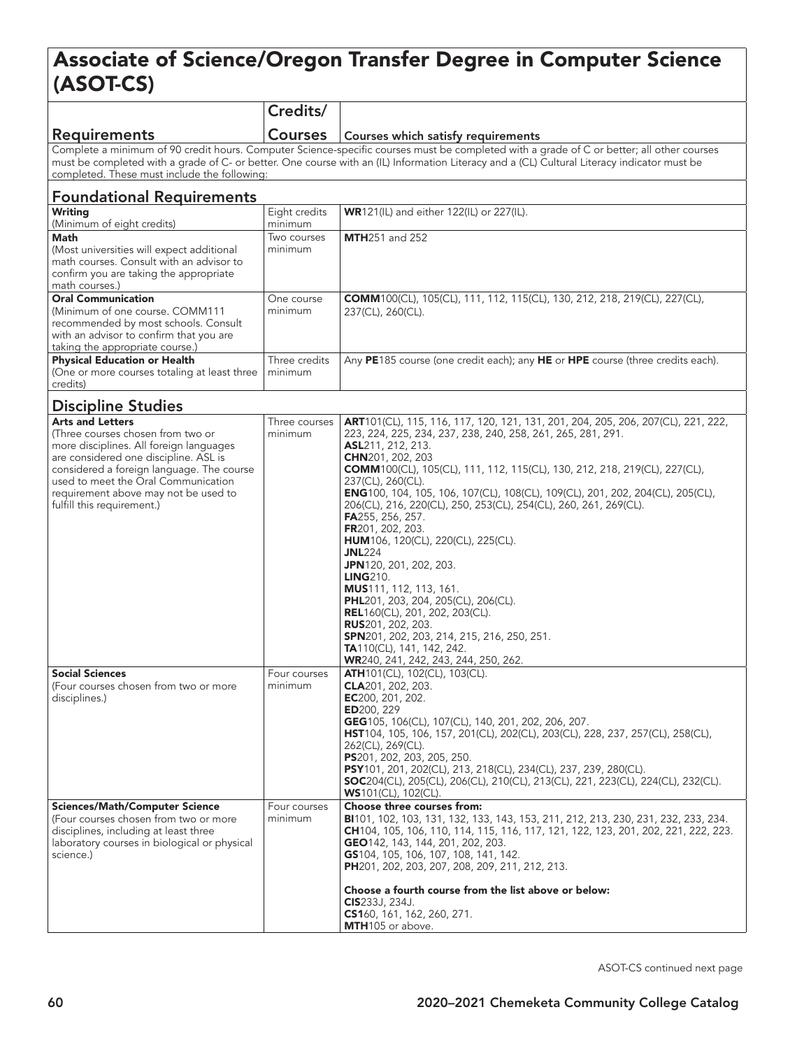# Associate of Science/Oregon Transfer Degree in Computer Science (ASOT-CS)

| Requirements | Credits/ Courses | Courses which satisfy requirements |
|---|---|---|
| Complete a minimum of 90 credit hours. Computer Science-specific courses must be completed with a grade of C or better; all other courses must be completed with a grade of C- or better. One course with an (IL) Information Literacy and a (CL) Cultural Literacy indicator must be completed. These must include the following: | | |
| **Foundational Requirements** | | |
| **Writing** (Minimum of eight credits) | Eight credits minimum | **WR**121(IL) and either 122(IL) or 227(IL). |
| **Math** (Most universities will expect additional math courses. Consult with an advisor to confirm you are taking the appropriate math courses.) | Two courses minimum | **MTH**251 and 252 |
| **Oral Communication** (Minimum of one course. COMM111 recommended by most schools. Consult with an advisor to confirm that you are taking the appropriate course.) | One course minimum | **COMM**100(CL), 105(CL), 111, 112, 115(CL), 130, 212, 218, 219(CL), 227(CL), 237(CL), 260(CL). |
| **Physical Education or Health** (One or more courses totaling at least three credits) | Three credits minimum | Any **PE**185 course (one credit each); any **HE** or **HPE** course (three credits each). |
| **Discipline Studies** | | |
| **Arts and Letters** (Three courses chosen from two or more disciplines. All foreign languages are considered one discipline. ASL is considered a foreign language. The course used to meet the Oral Communication requirement above may not be used to fulfill this requirement.) | Three courses minimum | **ART**101(CL), 115, 116, 117, 120, 121, 131, 201, 204, 205, 206, 207(CL), 221, 222, 223, 224, 225, 234, 237, 238, 240, 258, 261, 265, 281, 291.<br>**ASL**211, 212, 213.<br>**CHN**201, 202, 203<br>**COMM**100(CL), 105(CL), 111, 112, 115(CL), 130, 212, 218, 219(CL), 227(CL), 237(CL), 260(CL).<br>**ENG**100, 104, 105, 106, 107(CL), 108(CL), 109(CL), 201, 202, 204(CL), 205(CL), 206(CL), 216, 220(CL), 250, 253(CL), 254(CL), 260, 261, 269(CL).<br>**FA**255, 256, 257.<br>**FR**201, 202, 203.<br>**HUM**106, 120(CL), 220(CL), 225(CL).<br>**JNL**224<br>**JPN**120, 201, 202, 203.<br>**LING**210.<br>**MUS**111, 112, 113, 161.<br>**PHL**201, 203, 204, 205(CL), 206(CL).<br>**REL**160(CL), 201, 202, 203(CL).<br>**RUS**201, 202, 203.<br>**SPN**201, 202, 203, 214, 215, 216, 250, 251.<br>**TA**110(CL), 141, 142, 242.<br>**WR**240, 241, 242, 243, 244, 250, 262. |
| **Social Sciences** (Four courses chosen from two or more disciplines.) | Four courses minimum | **ATH**101(CL), 102(CL), 103(CL).<br>**CLA**201, 202, 203.<br>**EC**200, 201, 202.<br>**ED**200, 229<br>**GEG**105, 106(CL), 107(CL), 140, 201, 202, 206, 207.<br>**HST**104, 105, 106, 157, 201(CL), 202(CL), 203(CL), 228, 237, 257(CL), 258(CL), 262(CL), 269(CL).<br>**PS**201, 202, 203, 205, 250.<br>**PSY**101, 201, 202(CL), 213, 218(CL), 234(CL), 237, 239, 280(CL).<br>**SOC**204(CL), 205(CL), 206(CL), 210(CL), 213(CL), 221, 223(CL), 224(CL), 232(CL).<br>**WS**101(CL), 102(CL). |
| **Sciences/Math/Computer Science** (Four courses chosen from two or more disciplines, including at least three laboratory courses in biological or physical science.) | Four courses minimum | **Choose three courses from:**<br>**BI**101, 102, 103, 131, 132, 133, 143, 153, 211, 212, 213, 230, 231, 232, 233, 234.<br>**CH**104, 105, 106, 110, 114, 115, 116, 117, 121, 122, 123, 201, 202, 221, 222, 223.<br>**GEO**142, 143, 144, 201, 202, 203.<br>**GS**104, 105, 106, 107, 108, 141, 142.<br>**PH**201, 202, 203, 207, 208, 209, 211, 212, 213.<br><br>**Choose a fourth course from the list above or below:**<br>**CIS**233J, 234J.<br>**CS**160, 161, 162, 260, 271.<br>**MTH**105 or above. |

ASOT-CS continued next page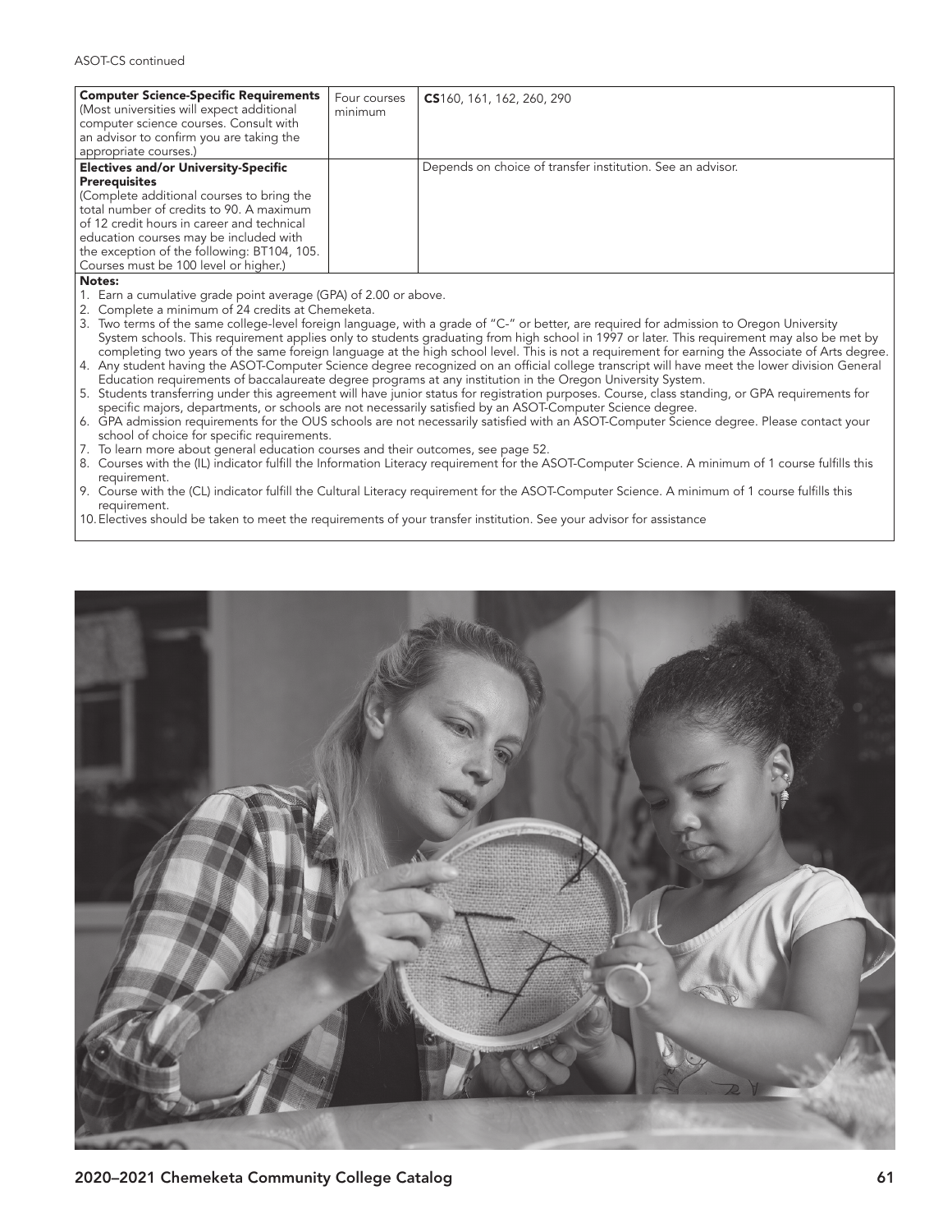ASOT-CS continued

| | | |
|---|---|---|
| **Computer Science-Specific Requirements** (Most universities will expect additional computer science courses. Consult with an advisor to confirm you are taking the appropriate courses.) | Four courses minimum | **CS**160, 161, 162, 260, 290 |
| **Electives and/or University-Specific Prerequisites** (Complete additional courses to bring the total number of credits to 90. A maximum of 12 credit hours in career and technical education courses may be included with the exception of the following: BT104, 105. Courses must be 100 level or higher.) | | Depends on choice of transfer institution. See an advisor. |

**Notes:**

1. Earn a cumulative grade point average (GPA) of 2.00 or above.
2. Complete a minimum of 24 credits at Chemeketa.
3. Two terms of the same college-level foreign language, with a grade of "C-" or better, are required for admission to Oregon University System schools. This requirement applies only to students graduating from high school in 1997 or later. This requirement may also be met by completing two years of the same foreign language at the high school level. This is not a requirement for earning the Associate of Arts degree.
4. Any student having the ASOT-Computer Science degree recognized on an official college transcript will have meet the lower division General Education requirements of baccalaureate degree programs at any institution in the Oregon University System.
5. Students transferring under this agreement will have junior status for registration purposes. Course, class standing, or GPA requirements for specific majors, departments, or schools are not necessarily satisfied by an ASOT-Computer Science degree.
6. GPA admission requirements for the OUS schools are not necessarily satisfied with an ASOT-Computer Science degree. Please contact your school of choice for specific requirements.
7. To learn more about general education courses and their outcomes, see page 52.
8. Courses with the (IL) indicator fulfill the Information Literacy requirement for the ASOT-Computer Science. A minimum of 1 course fulfills this requirement.
9. Course with the (CL) indicator fulfill the Cultural Literacy requirement for the ASOT-Computer Science. A minimum of 1 course fulfills this requirement.
10. Electives should be taken to meet the requirements of your transfer institution. See your advisor for assistance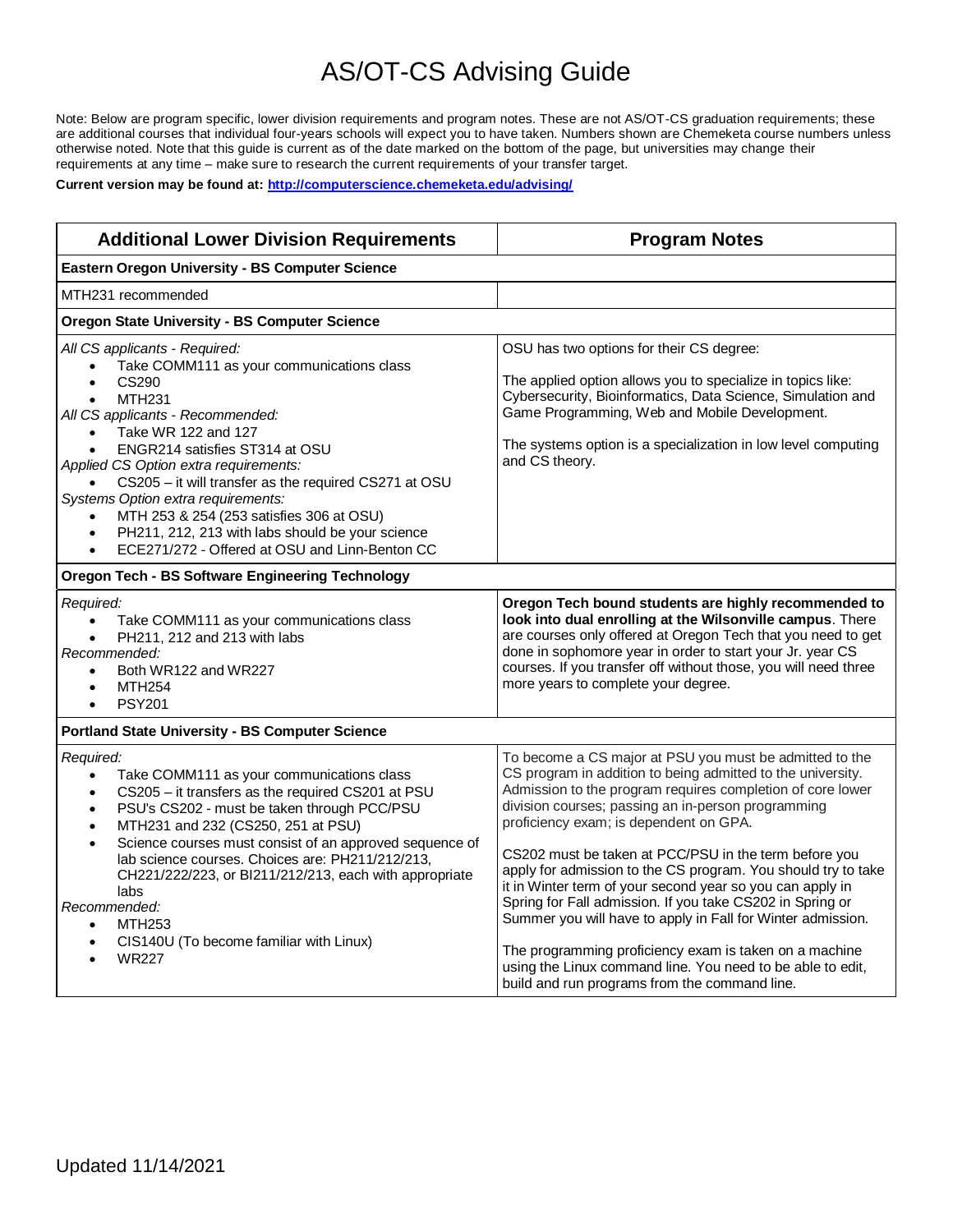# AS/OT-CS Advising Guide

Note: Below are program specific, lower division requirements and program notes. These are not AS/OT-CS graduation requirements; these are additional courses that individual four-years schools will expect you to have taken. Numbers shown are Chemeketa course numbers unless otherwise noted. Note that this guide is current as of the date marked on the bottom of the page, but universities may change their requirements at any time – make sure to research the current requirements of your transfer target.

**Current version may be found at: [http://computerscience.chemeketa.edu/advising/](http://computerscience.chemeketa.edu/advising/)**

| Additional Lower Division Requirements | Program Notes |
|---|---|
| **Eastern Oregon University - BS Computer Science** | |
| MTH231 recommended | |
| **Oregon State University - BS Computer Science** | |
| *All CS applicants - Required:*<br>• Take COMM111 as your communications class<br>• CS290<br>• MTH231<br>*All CS applicants - Recommended:*<br>• Take WR 122 and 127<br>• ENGR214 satisfies ST314 at OSU<br>*Applied CS Option extra requirements:*<br>• CS205 – it will transfer as the required CS271 at OSU<br>*Systems Option extra requirements:*<br>• MTH 253 & 254 (253 satisfies 306 at OSU)<br>• PH211, 212, 213 with labs should be your science<br>• ECE271/272 - Offered at OSU and Linn-Benton CC | OSU has two options for their CS degree:<br><br>The applied option allows you to specialize in topics like: Cybersecurity, Bioinformatics, Data Science, Simulation and Game Programming, Web and Mobile Development.<br><br>The systems option is a specialization in low level computing and CS theory. |
| **Oregon Tech - BS Software Engineering Technology** | |
| *Required:*<br>• Take COMM111 as your communications class<br>• PH211, 212 and 213 with labs<br>*Recommended:*<br>• Both WR122 and WR227<br>• MTH254<br>• PSY201 | **Oregon Tech bound students are highly recommended to look into dual enrolling at the Wilsonville campus**. There are courses only offered at Oregon Tech that you need to get done in sophomore year in order to start your Jr. year CS courses. If you transfer off without those, you will need three more years to complete your degree. |
| **Portland State University - BS Computer Science** | |
| *Required:*<br>• Take COMM111 as your communications class<br>• CS205 – it transfers as the required CS201 at PSU<br>• PSU's CS202 - must be taken through PCC/PSU<br>• MTH231 and 232 (CS250, 251 at PSU)<br>• Science courses must consist of an approved sequence of lab science courses. Choices are: PH211/212/213, CH221/222/223, or BI211/212/213, each with appropriate labs<br>*Recommended:*<br>• MTH253<br>• CIS140U (To become familiar with Linux)<br>• WR227 | To become a CS major at PSU you must be admitted to the CS program in addition to being admitted to the university. Admission to the program requires completion of core lower division courses; passing an in-person programming proficiency exam; is dependent on GPA.<br><br>CS202 must be taken at PCC/PSU in the term before you apply for admission to the CS program. You should try to take it in Winter term of your second year so you can apply in Spring for Fall admission. If you take CS202 in Spring or Summer you will have to apply in Fall for Winter admission.<br><br>The programming proficiency exam is taken on a machine using the Linux command line. You need to be able to edit, build and run programs from the command line. |

Updated 11/14/2021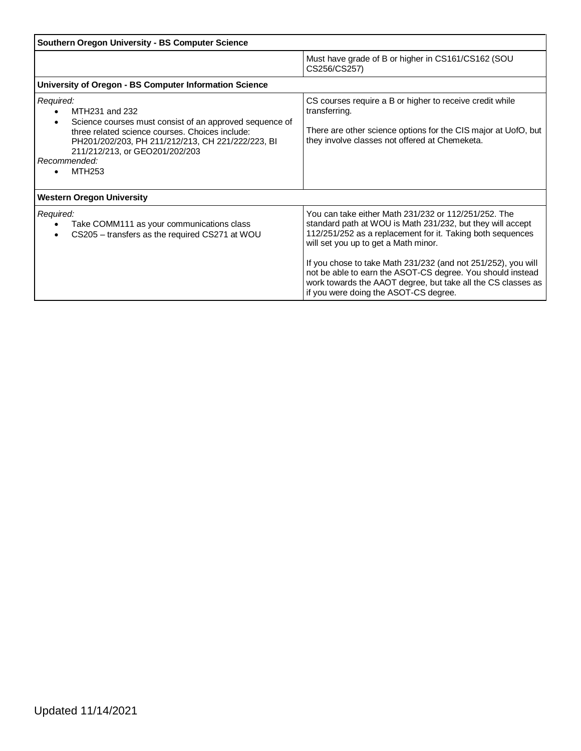| Southern Oregon University - BS Computer Science | |
| --- | --- |
| | Must have grade of B or higher in CS161/CS162 (SOU CS256/CS257) |
| **University of Oregon - BS Computer Information Science** | |
| *Required:*<br>• MTH231 and 232<br>• Science courses must consist of an approved sequence of three related science courses. Choices include: PH201/202/203, PH 211/212/213, CH 221/222/223, BI 211/212/213, or GEO201/202/203<br>*Recommended:*<br>• MTH253 | CS courses require a B or higher to receive credit while transferring.<br><br>There are other science options for the CIS major at UofO, but they involve classes not offered at Chemeketa. |
| **Western Oregon University** | |
| *Required:*<br>• Take COMM111 as your communications class<br>• CS205 – transfers as the required CS271 at WOU | You can take either Math 231/232 or 112/251/252. The standard path at WOU is Math 231/232, but they will accept 112/251/252 as a replacement for it. Taking both sequences will set you up to get a Math minor.<br><br>If you chose to take Math 231/232 (and not 251/252), you will not be able to earn the ASOT-CS degree. You should instead work towards the AAOT degree, but take all the CS classes as if you were doing the ASOT-CS degree. |

Updated 11/14/2021